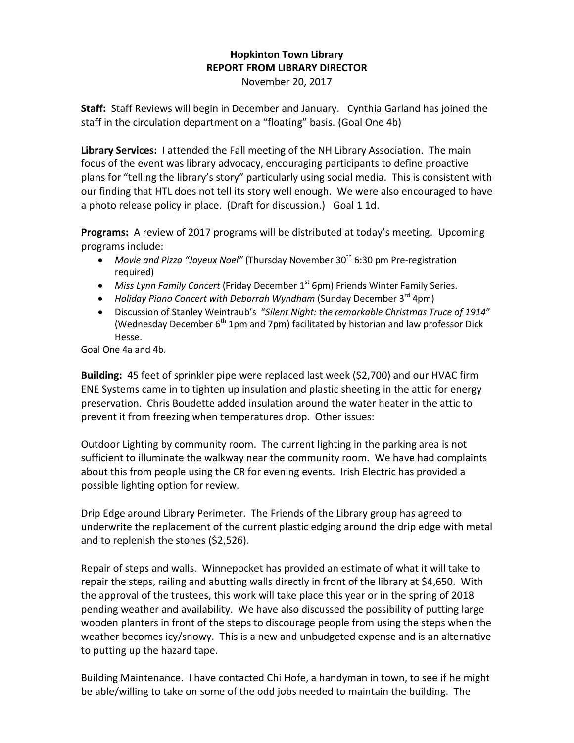# Hopkinton Town Library
## REPORT FROM LIBRARY DIRECTOR

November 20, 2017

**Staff:** Staff Reviews will begin in December and January. Cynthia Garland has joined the staff in the circulation department on a "floating" basis. (Goal One 4b)

**Library Services:** I attended the Fall meeting of the NH Library Association. The main focus of the event was library advocacy, encouraging participants to define proactive plans for "telling the library's story" particularly using social media. This is consistent with our finding that HTL does not tell its story well enough. We were also encouraged to have a photo release policy in place. (Draft for discussion.) Goal 1 1d.

**Programs:** A review of 2017 programs will be distributed at today's meeting. Upcoming programs include:

- *Movie and Pizza "Joyeux Noel"* (Thursday November 30th 6:30 pm Pre-registration required)
- *Miss Lynn Family Concert* (Friday December 1st 6pm) Friends Winter Family Series.
- *Holiday Piano Concert with Deborrah Wyndham* (Sunday December 3rd 4pm)
- Discussion of Stanley Weintraub's "*Silent Night: the remarkable Christmas Truce of 1914*" (Wednesday December 6th 1pm and 7pm) facilitated by historian and law professor Dick Hesse.

Goal One 4a and 4b.

**Building:** 45 feet of sprinkler pipe were replaced last week ($2,700) and our HVAC firm ENE Systems came in to tighten up insulation and plastic sheeting in the attic for energy preservation. Chris Boudette added insulation around the water heater in the attic to prevent it from freezing when temperatures drop. Other issues:

Outdoor Lighting by community room. The current lighting in the parking area is not sufficient to illuminate the walkway near the community room. We have had complaints about this from people using the CR for evening events. Irish Electric has provided a possible lighting option for review.

Drip Edge around Library Perimeter. The Friends of the Library group has agreed to underwrite the replacement of the current plastic edging around the drip edge with metal and to replenish the stones ($2,526).

Repair of steps and walls. Winnepocket has provided an estimate of what it will take to repair the steps, railing and abutting walls directly in front of the library at $4,650. With the approval of the trustees, this work will take place this year or in the spring of 2018 pending weather and availability. We have also discussed the possibility of putting large wooden planters in front of the steps to discourage people from using the steps when the weather becomes icy/snowy. This is a new and unbudgeted expense and is an alternative to putting up the hazard tape.

Building Maintenance. I have contacted Chi Hofe, a handyman in town, to see if he might be able/willing to take on some of the odd jobs needed to maintain the building. The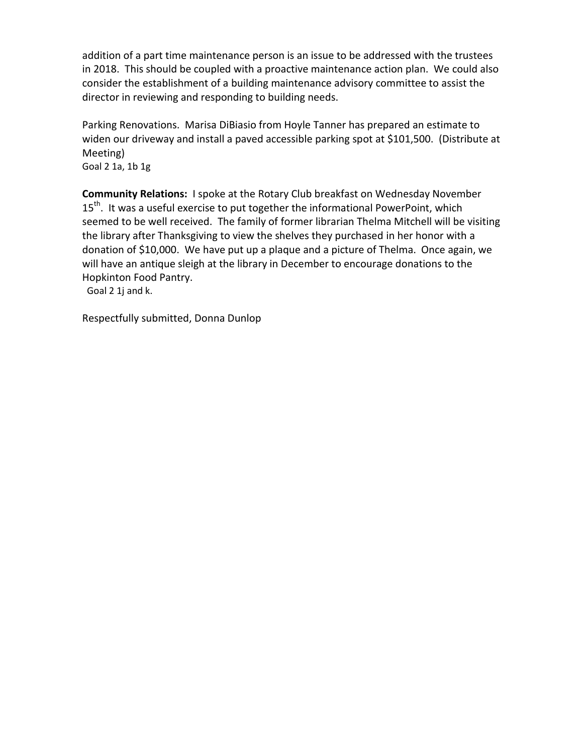addition of a part time maintenance person is an issue to be addressed with the trustees in 2018. This should be coupled with a proactive maintenance action plan. We could also consider the establishment of a building maintenance advisory committee to assist the director in reviewing and responding to building needs.

Parking Renovations. Marisa DiBiasio from Hoyle Tanner has prepared an estimate to widen our driveway and install a paved accessible parking spot at $101,500. (Distribute at Meeting)
Goal 2 1a, 1b 1g

**Community Relations:** I spoke at the Rotary Club breakfast on Wednesday November 15th. It was a useful exercise to put together the informational PowerPoint, which seemed to be well received. The family of former librarian Thelma Mitchell will be visiting the library after Thanksgiving to view the shelves they purchased in her honor with a donation of $10,000. We have put up a plaque and a picture of Thelma. Once again, we will have an antique sleigh at the library in December to encourage donations to the Hopkinton Food Pantry.
Goal 2 1j and k.

Respectfully submitted, Donna Dunlop